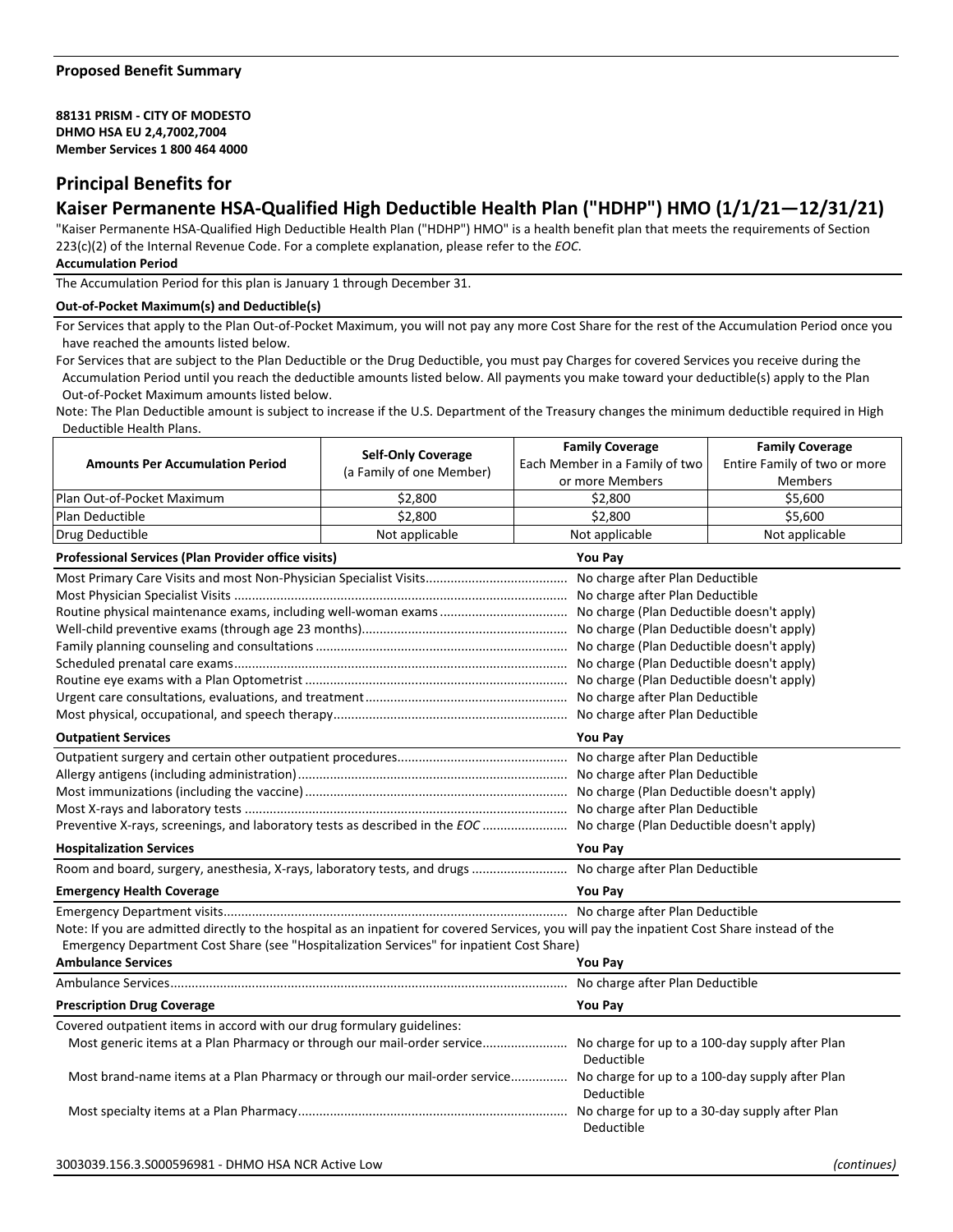**Proposed Benefit Summary**

**88131 PRISM - CITY OF MODESTO**
**DHMO HSA EU 2,4,7002,7004**
**Member Services 1 800 464 4000**

## Principal Benefits for

## Kaiser Permanente HSA-Qualified High Deductible Health Plan ("HDHP") HMO (1/1/21—12/31/21)

"Kaiser Permanente HSA-Qualified High Deductible Health Plan ("HDHP") HMO" is a health benefit plan that meets the requirements of Section 223(c)(2) of the Internal Revenue Code. For a complete explanation, please refer to the *EOC*.

**Accumulation Period**

The Accumulation Period for this plan is January 1 through December 31.

**Out-of-Pocket Maximum(s) and Deductible(s)**

For Services that apply to the Plan Out-of-Pocket Maximum, you will not pay any more Cost Share for the rest of the Accumulation Period once you have reached the amounts listed below.

For Services that are subject to the Plan Deductible or the Drug Deductible, you must pay Charges for covered Services you receive during the Accumulation Period until you reach the deductible amounts listed below. All payments you make toward your deductible(s) apply to the Plan Out-of-Pocket Maximum amounts listed below.

Note: The Plan Deductible amount is subject to increase if the U.S. Department of the Treasury changes the minimum deductible required in High Deductible Health Plans.

| Amounts Per Accumulation Period | Self-Only Coverage (a Family of one Member) | Family Coverage Each Member in a Family of two or more Members | Family Coverage Entire Family of two or more Members |
|---|---|---|---|
| Plan Out-of-Pocket Maximum | $2,800 | $2,800 | $5,600 |
| Plan Deductible | $2,800 | $2,800 | $5,600 |
| Drug Deductible | Not applicable | Not applicable | Not applicable |

| Professional Services (Plan Provider office visits) | You Pay |
|---|---|
| Most Primary Care Visits and most Non-Physician Specialist Visits | No charge after Plan Deductible |
| Most Physician Specialist Visits | No charge after Plan Deductible |
| Routine physical maintenance exams, including well-woman exams | No charge (Plan Deductible doesn't apply) |
| Well-child preventive exams (through age 23 months) | No charge (Plan Deductible doesn't apply) |
| Family planning counseling and consultations | No charge (Plan Deductible doesn't apply) |
| Scheduled prenatal care exams | No charge (Plan Deductible doesn't apply) |
| Routine eye exams with a Plan Optometrist | No charge (Plan Deductible doesn't apply) |
| Urgent care consultations, evaluations, and treatment | No charge after Plan Deductible |
| Most physical, occupational, and speech therapy | No charge after Plan Deductible |

| Outpatient Services | You Pay |
|---|---|
| Outpatient surgery and certain other outpatient procedures | No charge after Plan Deductible |
| Allergy antigens (including administration) | No charge after Plan Deductible |
| Most immunizations (including the vaccine) | No charge (Plan Deductible doesn't apply) |
| Most X-rays and laboratory tests | No charge after Plan Deductible |
| Preventive X-rays, screenings, and laboratory tests as described in the *EOC* | No charge (Plan Deductible doesn't apply) |

| Hospitalization Services | You Pay |
|---|---|
| Room and board, surgery, anesthesia, X-rays, laboratory tests, and drugs | No charge after Plan Deductible |

| Emergency Health Coverage | You Pay |
|---|---|
| Emergency Department visits | No charge after Plan Deductible |

Note: If you are admitted directly to the hospital as an inpatient for covered Services, you will pay the inpatient Cost Share instead of the Emergency Department Cost Share (see "Hospitalization Services" for inpatient Cost Share)

| Ambulance Services | You Pay |
|---|---|
| Ambulance Services | No charge after Plan Deductible |

| Prescription Drug Coverage | You Pay |
|---|---|
| Covered outpatient items in accord with our drug formulary guidelines: | |
| Most generic items at a Plan Pharmacy or through our mail-order service | No charge for up to a 100-day supply after Plan Deductible |
| Most brand-name items at a Plan Pharmacy or through our mail-order service | No charge for up to a 100-day supply after Plan Deductible |
| Most specialty items at a Plan Pharmacy | No charge for up to a 30-day supply after Plan Deductible |

3003039.156.3.S000596981 - DHMO HSA NCR Active Low

*(continues)*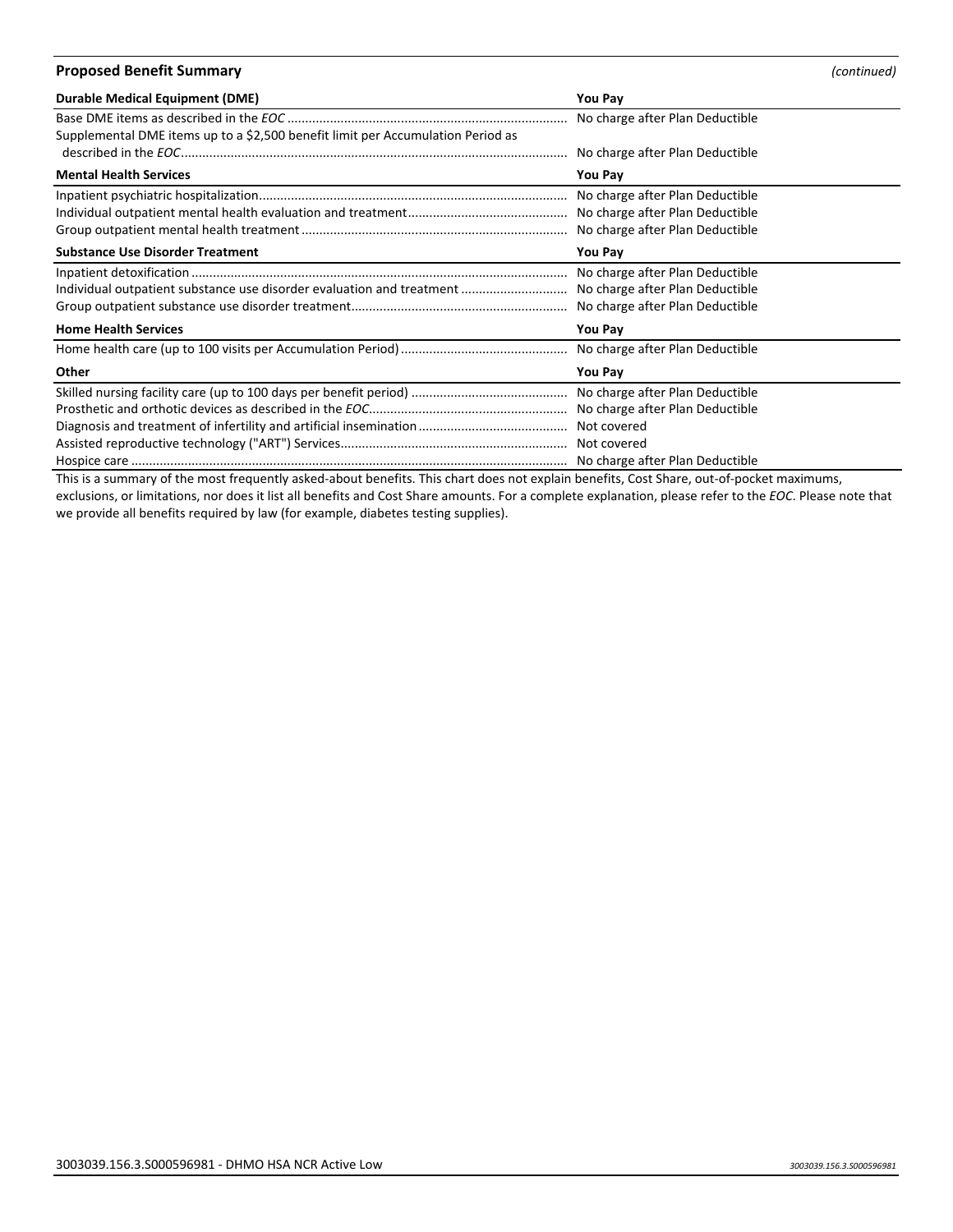## Proposed Benefit Summary *(continued)*

| Durable Medical Equipment (DME) | You Pay |
| --- | --- |
| Base DME items as described in the *EOC* | No charge after Plan Deductible |
| Supplemental DME items up to a $2,500 benefit limit per Accumulation Period as described in the *EOC* | No charge after Plan Deductible |

| Mental Health Services | You Pay |
| --- | --- |
| Inpatient psychiatric hospitalization | No charge after Plan Deductible |
| Individual outpatient mental health evaluation and treatment | No charge after Plan Deductible |
| Group outpatient mental health treatment | No charge after Plan Deductible |

| Substance Use Disorder Treatment | You Pay |
| --- | --- |
| Inpatient detoxification | No charge after Plan Deductible |
| Individual outpatient substance use disorder evaluation and treatment | No charge after Plan Deductible |
| Group outpatient substance use disorder treatment | No charge after Plan Deductible |

| Home Health Services | You Pay |
| --- | --- |
| Home health care (up to 100 visits per Accumulation Period) | No charge after Plan Deductible |

| Other | You Pay |
| --- | --- |
| Skilled nursing facility care (up to 100 days per benefit period) | No charge after Plan Deductible |
| Prosthetic and orthotic devices as described in the *EOC* | No charge after Plan Deductible |
| Diagnosis and treatment of infertility and artificial insemination | Not covered |
| Assisted reproductive technology ("ART") Services | Not covered |
| Hospice care | No charge after Plan Deductible |

This is a summary of the most frequently asked-about benefits. This chart does not explain benefits, Cost Share, out-of-pocket maximums, exclusions, or limitations, nor does it list all benefits and Cost Share amounts. For a complete explanation, please refer to the *EOC*. Please note that we provide all benefits required by law (for example, diabetes testing supplies).

3003039.156.3.S000596981 - DHMO HSA NCR Active Low